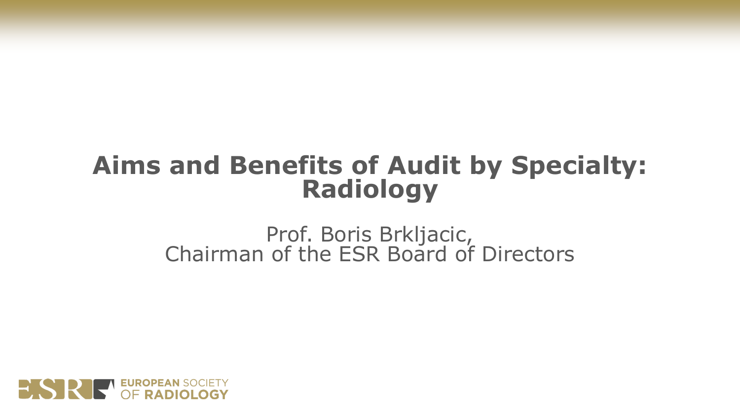# Aims and Benefits of Audit by Specialty: Radiology

Prof. Boris Brkljacic,
Chairman of the ESR Board of Directors

EUROPEAN SOCIETY OF RADIOLOGY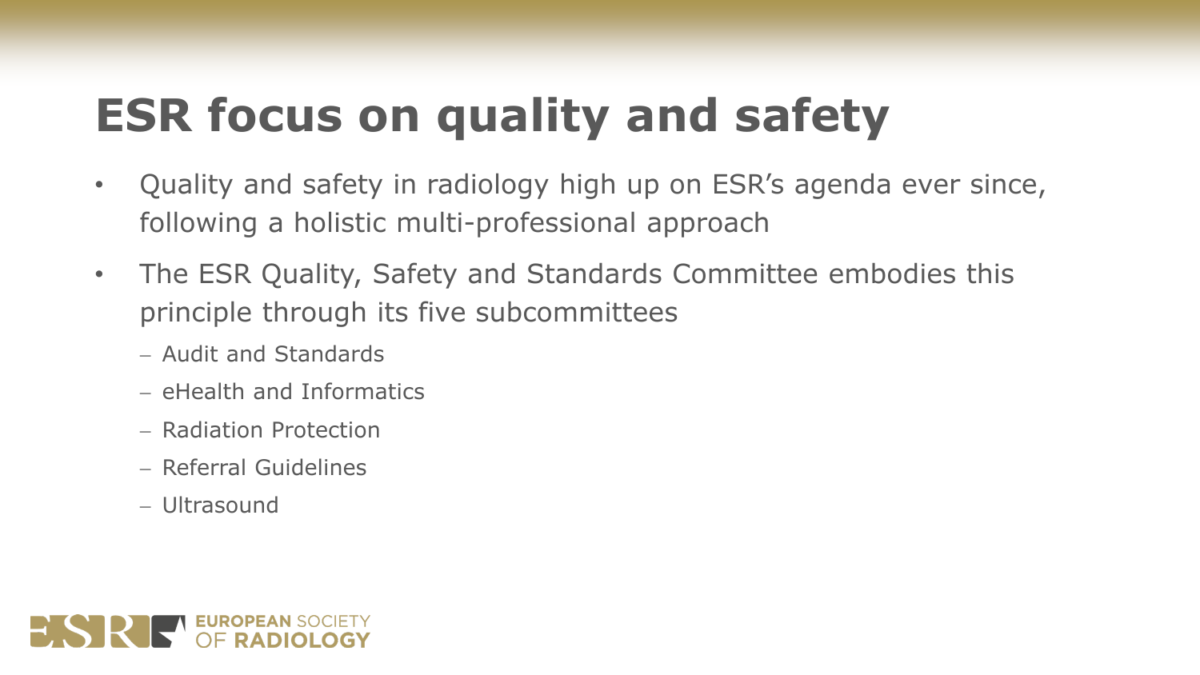# ESR focus on quality and safety

- Quality and safety in radiology high up on ESR's agenda ever since, following a holistic multi-professional approach
- The ESR Quality, Safety and Standards Committee embodies this principle through its five subcommittees
  - Audit and Standards
  - eHealth and Informatics
  - Radiation Protection
  - Referral Guidelines
  - Ultrasound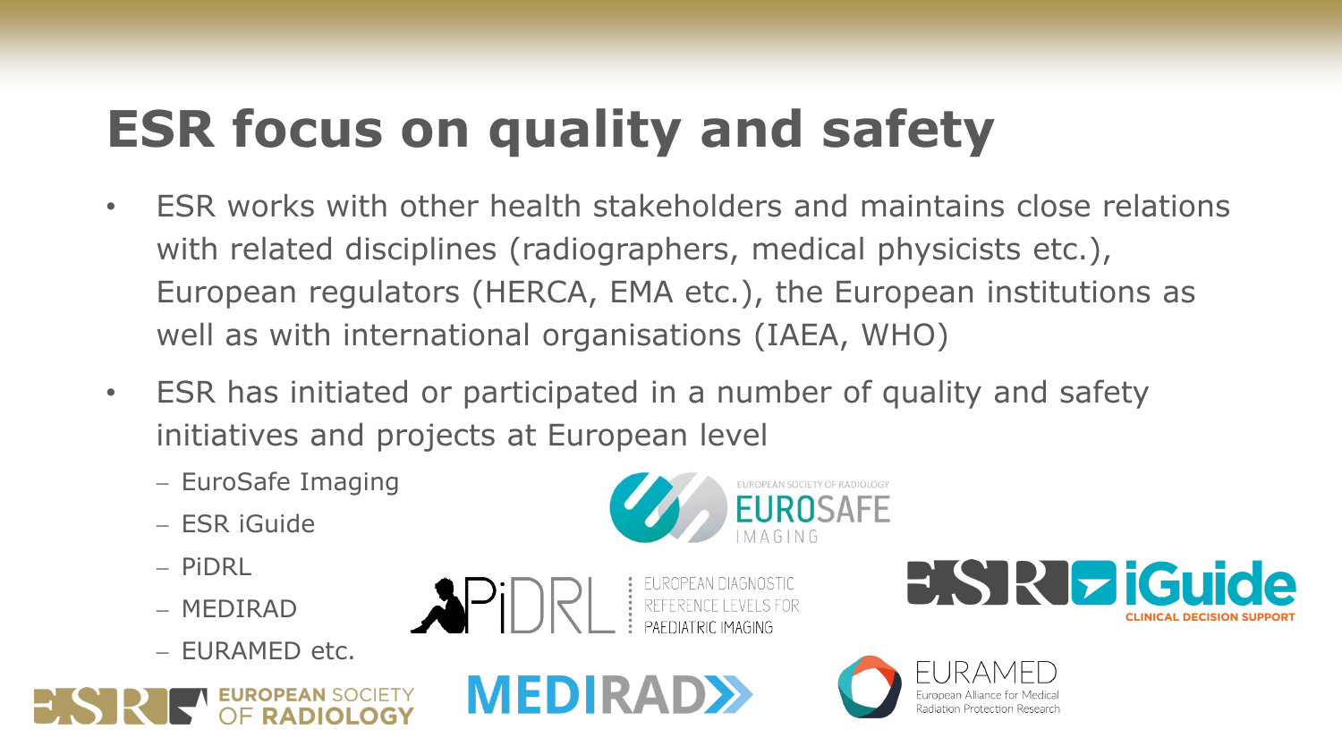# ESR focus on quality and safety

- ESR works with other health stakeholders and maintains close relations with related disciplines (radiographers, medical physicists etc.), European regulators (HERCA, EMA etc.), the European institutions as well as with international organisations (IAEA, WHO)
- ESR has initiated or participated in a number of quality and safety initiatives and projects at European level
  - EuroSafe Imaging
  - ESR iGuide
  - PiDRL
  - MEDIRAD
  - EURAMED etc.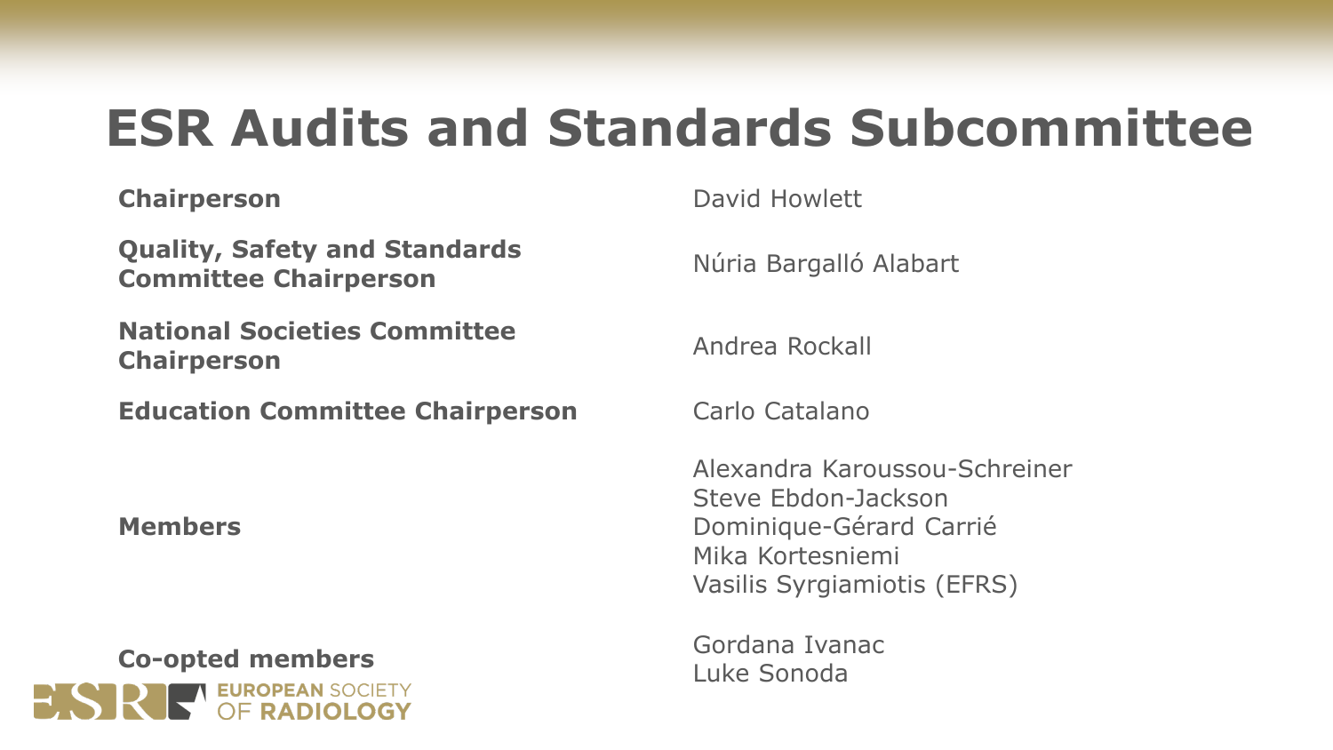# ESR Audits and Standards Subcommittee

| Role | Name |
| --- | --- |
| **Chairperson** | David Howlett |
| **Quality, Safety and Standards Committee Chairperson** | Núria Bargalló Alabart |
| **National Societies Committee Chairperson** | Andrea Rockall |
| **Education Committee Chairperson** | Carlo Catalano |
| **Members** | Alexandra Karoussou-Schreiner<br>Steve Ebdon-Jackson<br>Dominique-Gérard Carrié<br>Mika Kortesniemi<br>Vasilis Syrgiamiotis (EFRS) |
| **Co-opted members** | Gordana Ivanac<br>Luke Sonoda |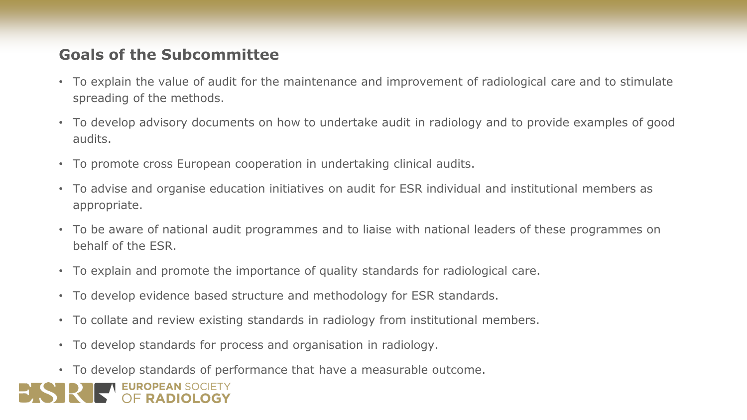## Goals of the Subcommittee

- To explain the value of audit for the maintenance and improvement of radiological care and to stimulate spreading of the methods.
- To develop advisory documents on how to undertake audit in radiology and to provide examples of good audits.
- To promote cross European cooperation in undertaking clinical audits.
- To advise and organise education initiatives on audit for ESR individual and institutional members as appropriate.
- To be aware of national audit programmes and to liaise with national leaders of these programmes on behalf of the ESR.
- To explain and promote the importance of quality standards for radiological care.
- To develop evidence based structure and methodology for ESR standards.
- To collate and review existing standards in radiology from institutional members.
- To develop standards for process and organisation in radiology.
- To develop standards of performance that have a measurable outcome.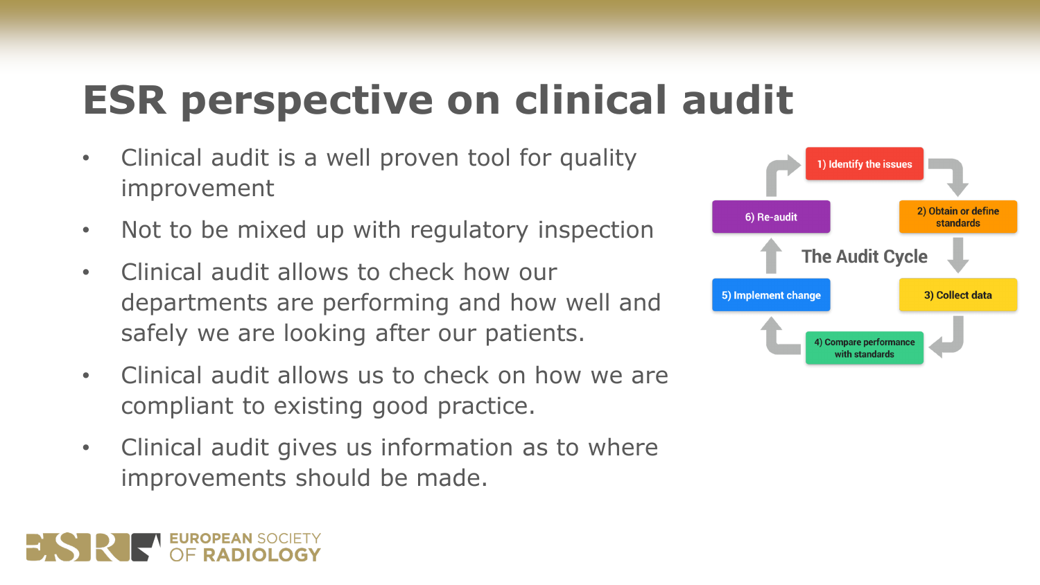# ESR perspective on clinical audit

- Clinical audit is a well proven tool for quality improvement
- Not to be mixed up with regulatory inspection
- Clinical audit allows to check how our departments are performing and how well and safely we are looking after our patients.
- Clinical audit allows us to check on how we are compliant to existing good practice.
- Clinical audit gives us information as to where improvements should be made.

**The Audit Cycle**

1) Identify the issues
2) Obtain or define standards
3) Collect data
4) Compare performance with standards
5) Implement change
6) Re-audit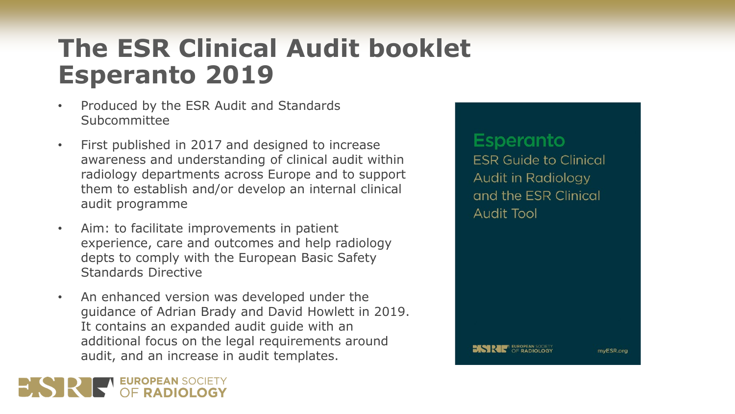# The ESR Clinical Audit booklet Esperanto 2019

- Produced by the ESR Audit and Standards Subcommittee
- First published in 2017 and designed to increase awareness and understanding of clinical audit within radiology departments across Europe and to support them to establish and/or develop an internal clinical audit programme
- Aim: to facilitate improvements in patient experience, care and outcomes and help radiology depts to comply with the European Basic Safety Standards Directive
- An enhanced version was developed under the guidance of Adrian Brady and David Howlett in 2019. It contains an expanded audit guide with an additional focus on the legal requirements around audit, and an increase in audit templates.

**Esperanto**

ESR Guide to Clinical Audit in Radiology and the ESR Clinical Audit Tool

EUROPEAN SOCIETY OF RADIOLOGY

myESR.org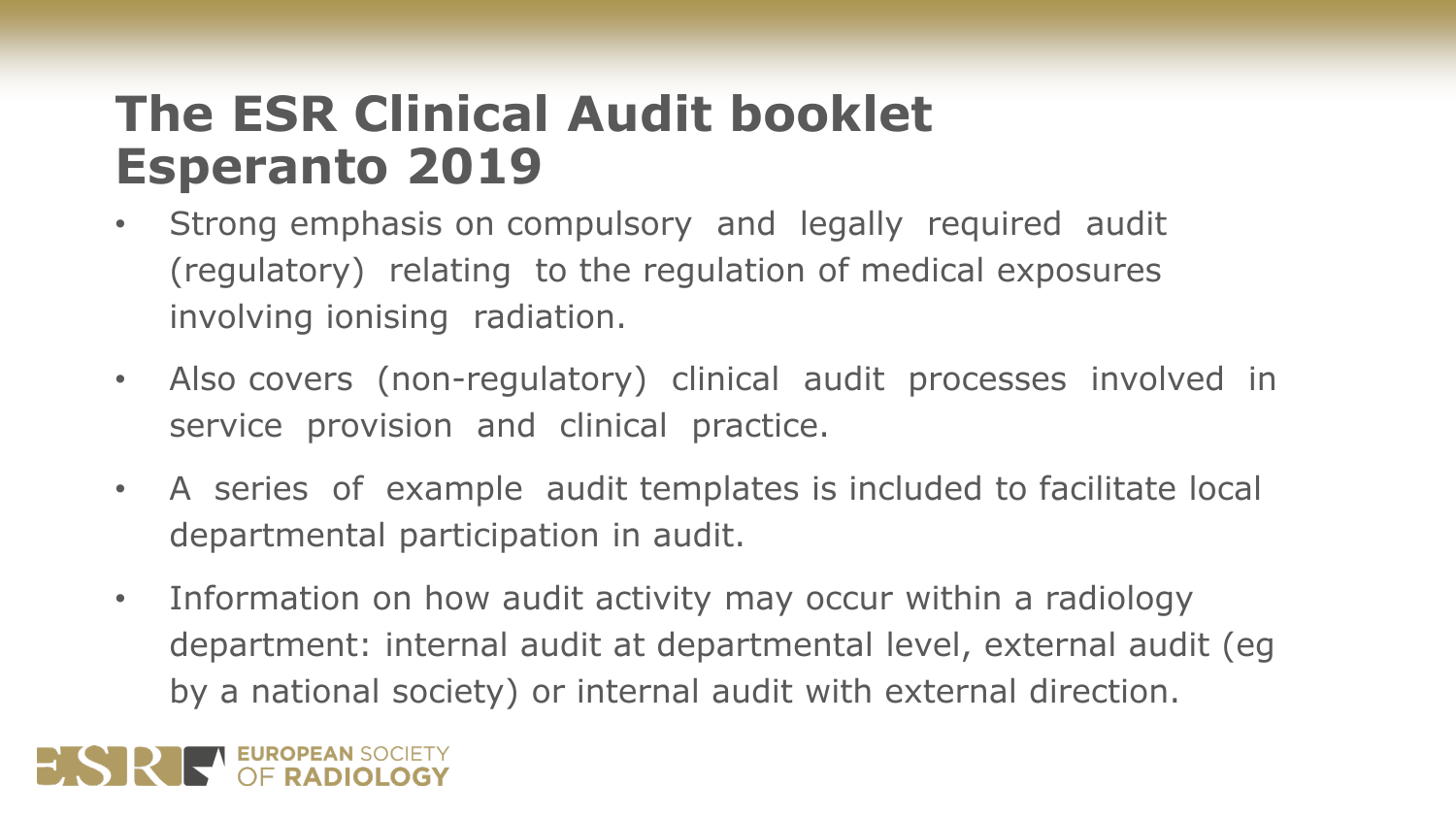# The ESR Clinical Audit booklet Esperanto 2019

- Strong emphasis on compulsory and legally required audit (regulatory) relating to the regulation of medical exposures involving ionising radiation.
- Also covers (non-regulatory) clinical audit processes involved in service provision and clinical practice.
- A series of example audit templates is included to facilitate local departmental participation in audit.
- Information on how audit activity may occur within a radiology department: internal audit at departmental level, external audit (eg by a national society) or internal audit with external direction.

EUROPEAN SOCIETY OF RADIOLOGY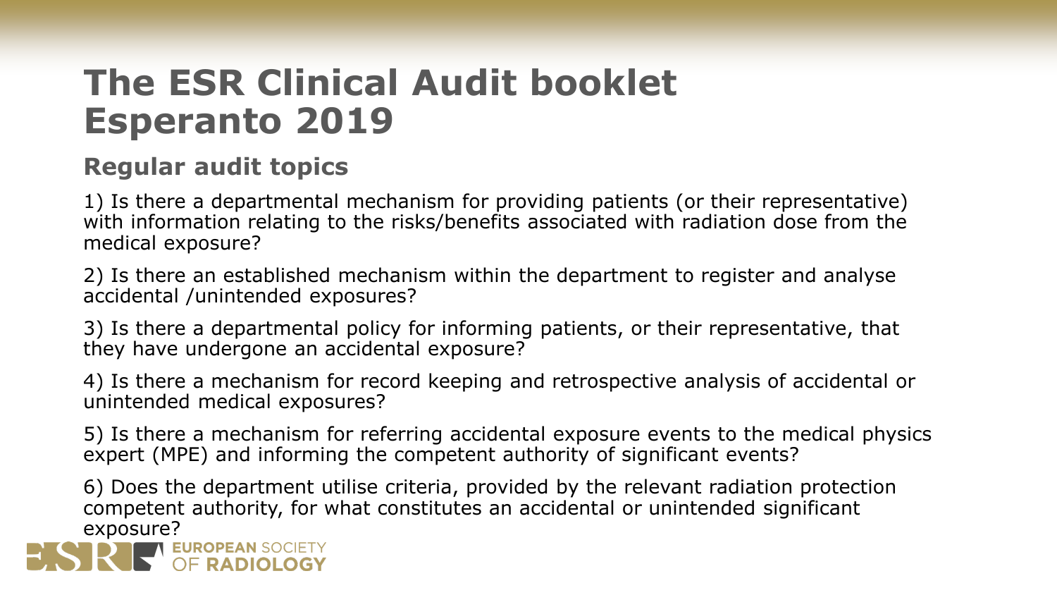# The ESR Clinical Audit booklet Esperanto 2019

## Regular audit topics

1) Is there a departmental mechanism for providing patients (or their representative) with information relating to the risks/benefits associated with radiation dose from the medical exposure?

2) Is there an established mechanism within the department to register and analyse accidental /unintended exposures?

3) Is there a departmental policy for informing patients, or their representative, that they have undergone an accidental exposure?

4) Is there a mechanism for record keeping and retrospective analysis of accidental or unintended medical exposures?

5) Is there a mechanism for referring accidental exposure events to the medical physics expert (MPE) and informing the competent authority of significant events?

6) Does the department utilise criteria, provided by the relevant radiation protection competent authority, for what constitutes an accidental or unintended significant exposure?

EUROPEAN SOCIETY OF RADIOLOGY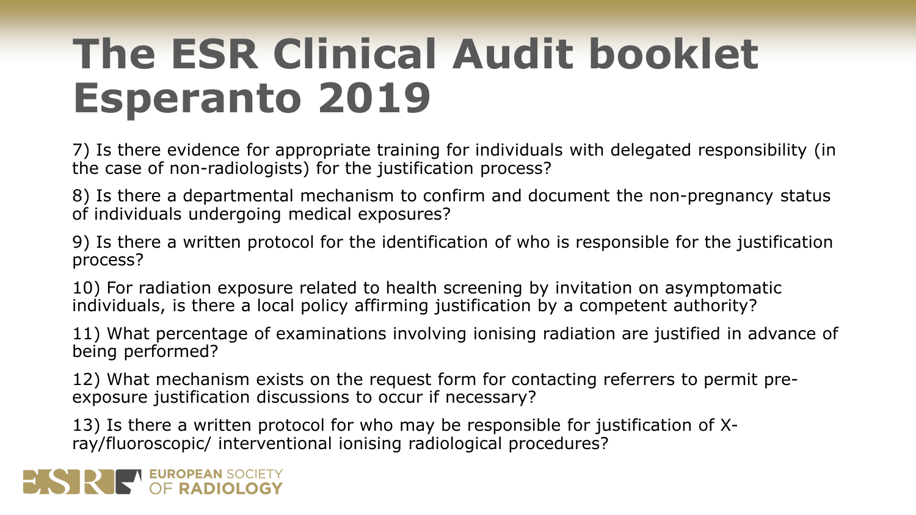# The ESR Clinical Audit booklet Esperanto 2019

7) Is there evidence for appropriate training for individuals with delegated responsibility (in the case of non-radiologists) for the justification process?

8) Is there a departmental mechanism to confirm and document the non-pregnancy status of individuals undergoing medical exposures?

9) Is there a written protocol for the identification of who is responsible for the justification process?

10) For radiation exposure related to health screening by invitation on asymptomatic individuals, is there a local policy affirming justification by a competent authority?

11) What percentage of examinations involving ionising radiation are justified in advance of being performed?

12) What mechanism exists on the request form for contacting referrers to permit pre-exposure justification discussions to occur if necessary?

13) Is there a written protocol for who may be responsible for justification of X-ray/fluoroscopic/ interventional ionising radiological procedures?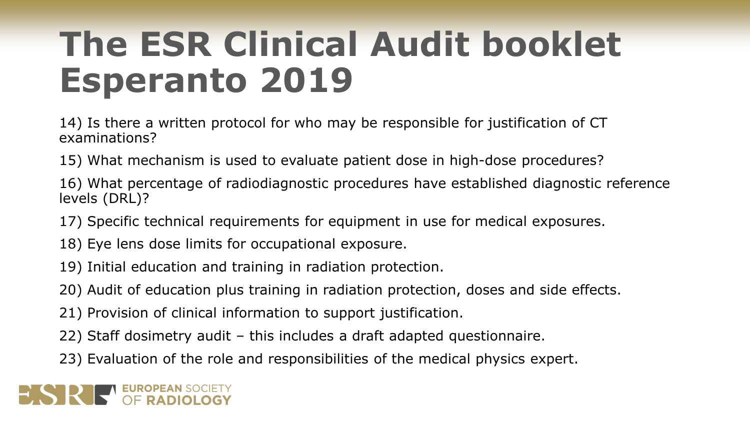# The ESR Clinical Audit booklet Esperanto 2019

14) Is there a written protocol for who may be responsible for justification of CT examinations?

15) What mechanism is used to evaluate patient dose in high-dose procedures?

16) What percentage of radiodiagnostic procedures have established diagnostic reference levels (DRL)?

17) Specific technical requirements for equipment in use for medical exposures.

18) Eye lens dose limits for occupational exposure.

19) Initial education and training in radiation protection.

20) Audit of education plus training in radiation protection, doses and side effects.

21) Provision of clinical information to support justification.

22) Staff dosimetry audit – this includes a draft adapted questionnaire.

23) Evaluation of the role and responsibilities of the medical physics expert.

ESR EUROPEAN SOCIETY OF RADIOLOGY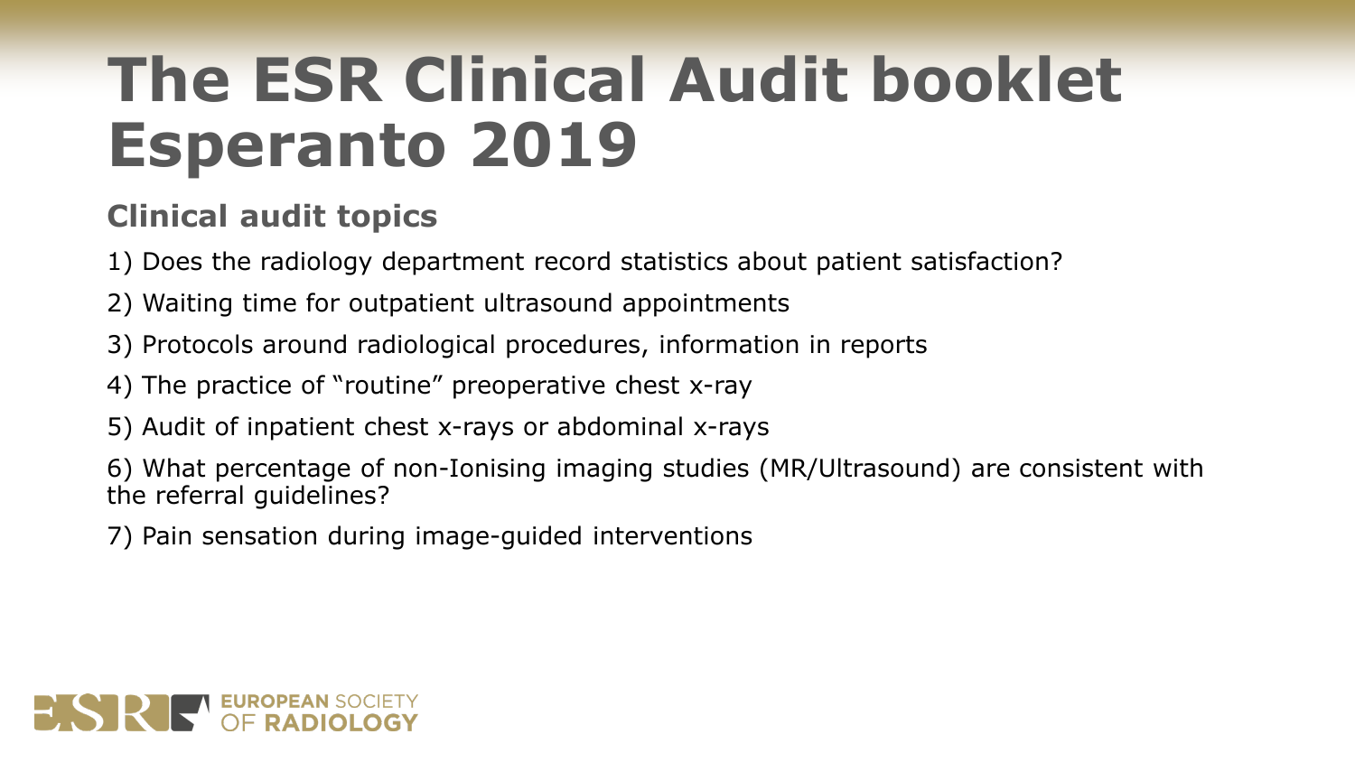# The ESR Clinical Audit booklet Esperanto 2019

## Clinical audit topics

1) Does the radiology department record statistics about patient satisfaction?

2) Waiting time for outpatient ultrasound appointments

3) Protocols around radiological procedures, information in reports

4) The practice of "routine" preoperative chest x-ray

5) Audit of inpatient chest x-rays or abdominal x-rays

6) What percentage of non-Ionising imaging studies (MR/Ultrasound) are consistent with the referral guidelines?

7) Pain sensation during image-guided interventions

EUROPEAN SOCIETY OF RADIOLOGY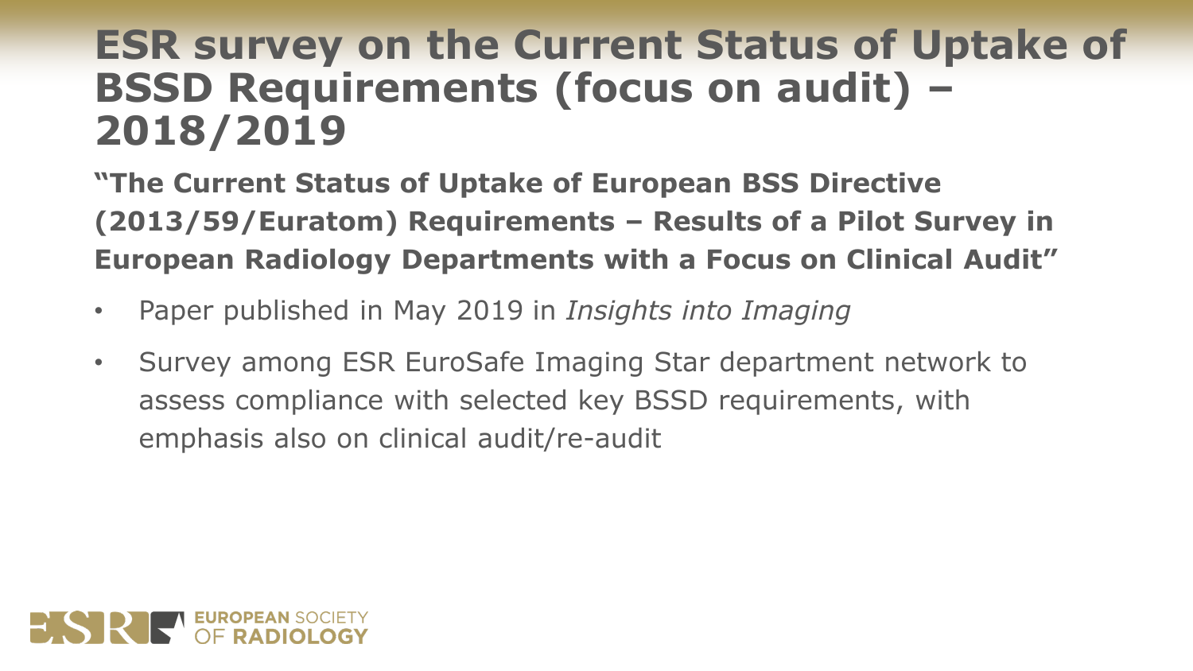# ESR survey on the Current Status of Uptake of BSSD Requirements (focus on audit) – 2018/2019

**"The Current Status of Uptake of European BSS Directive (2013/59/Euratom) Requirements – Results of a Pilot Survey in European Radiology Departments with a Focus on Clinical Audit"**

- Paper published in May 2019 in *Insights into Imaging*
- Survey among ESR EuroSafe Imaging Star department network to assess compliance with selected key BSSD requirements, with emphasis also on clinical audit/re-audit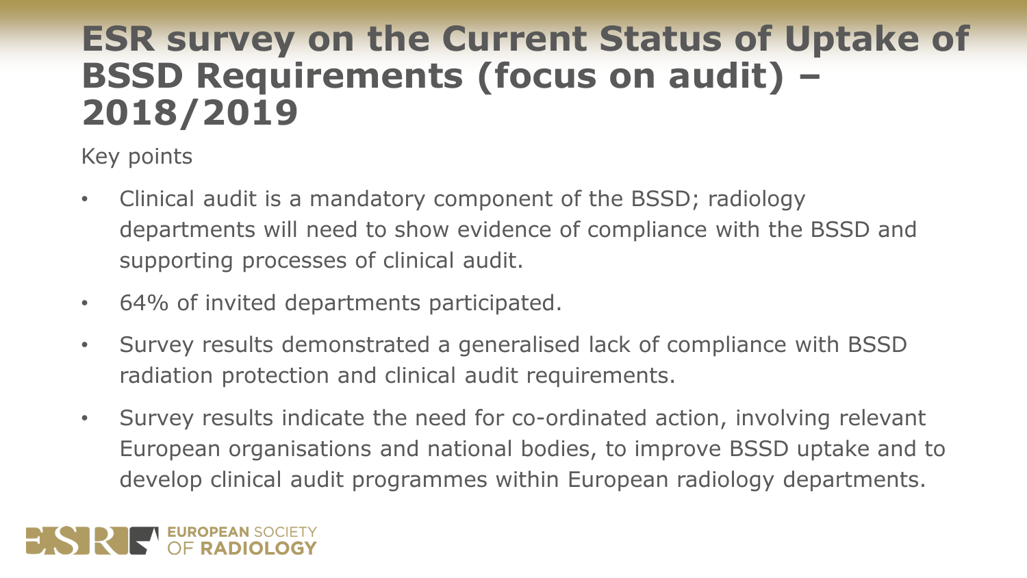# ESR survey on the Current Status of Uptake of BSSD Requirements (focus on audit) – 2018/2019

Key points

- Clinical audit is a mandatory component of the BSSD; radiology departments will need to show evidence of compliance with the BSSD and supporting processes of clinical audit.
- 64% of invited departments participated.
- Survey results demonstrated a generalised lack of compliance with BSSD radiation protection and clinical audit requirements.
- Survey results indicate the need for co-ordinated action, involving relevant European organisations and national bodies, to improve BSSD uptake and to develop clinical audit programmes within European radiology departments.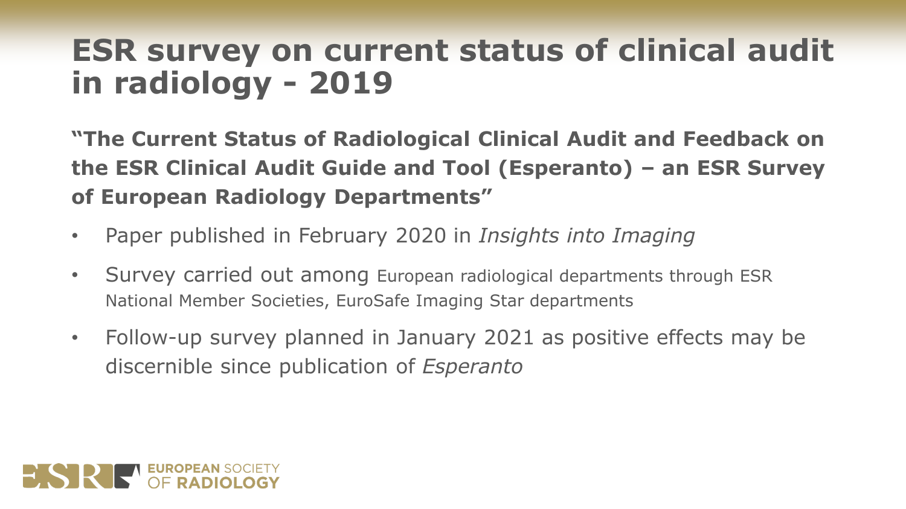# ESR survey on current status of clinical audit in radiology - 2019

**"The Current Status of Radiological Clinical Audit and Feedback on the ESR Clinical Audit Guide and Tool (Esperanto) – an ESR Survey of European Radiology Departments"**

- Paper published in February 2020 in *Insights into Imaging*
- Survey carried out among European radiological departments through ESR National Member Societies, EuroSafe Imaging Star departments
- Follow-up survey planned in January 2021 as positive effects may be discernible since publication of *Esperanto*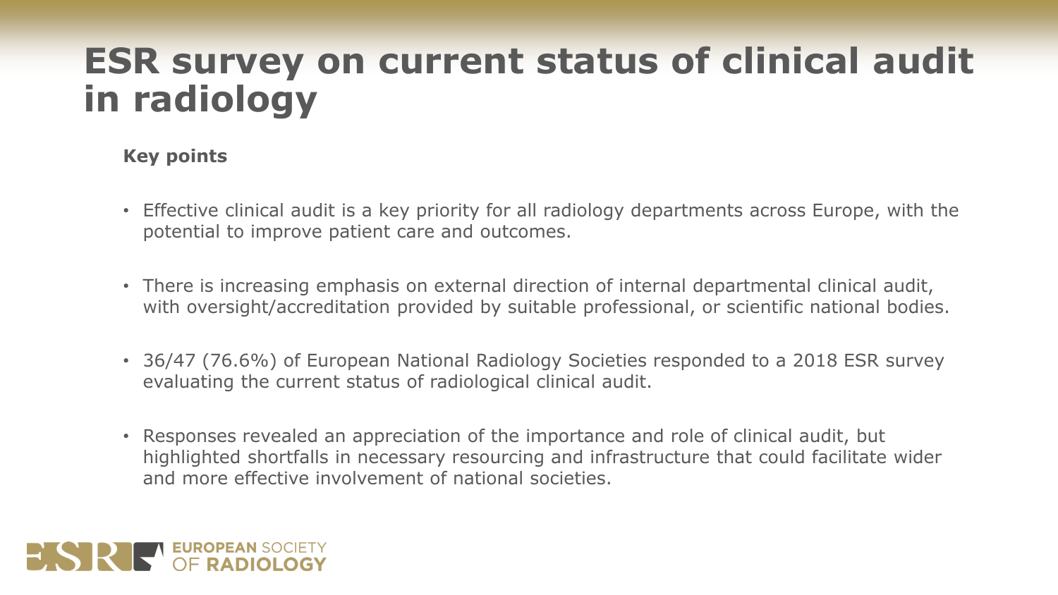# ESR survey on current status of clinical audit in radiology

**Key points**

- Effective clinical audit is a key priority for all radiology departments across Europe, with the potential to improve patient care and outcomes.
- There is increasing emphasis on external direction of internal departmental clinical audit, with oversight/accreditation provided by suitable professional, or scientific national bodies.
- 36/47 (76.6%) of European National Radiology Societies responded to a 2018 ESR survey evaluating the current status of radiological clinical audit.
- Responses revealed an appreciation of the importance and role of clinical audit, but highlighted shortfalls in necessary resourcing and infrastructure that could facilitate wider and more effective involvement of national societies.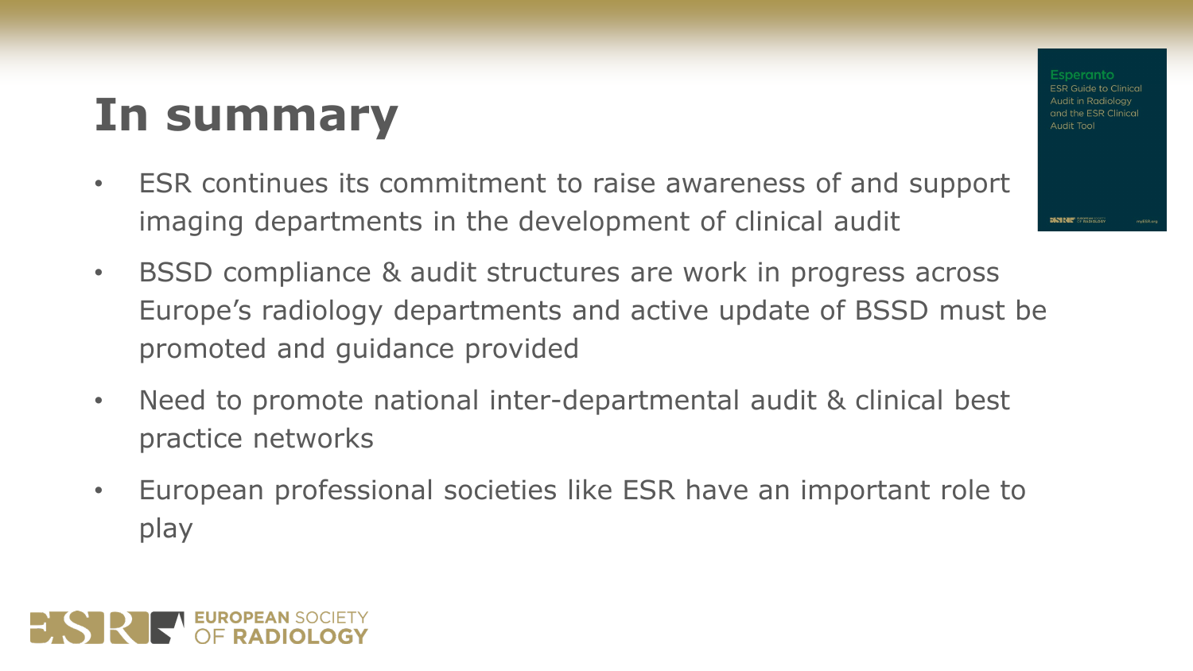# In summary

- ESR continues its commitment to raise awareness of and support imaging departments in the development of clinical audit
- BSSD compliance & audit structures are work in progress across Europe's radiology departments and active update of BSSD must be promoted and guidance provided
- Need to promote national inter-departmental audit & clinical best practice networks
- European professional societies like ESR have an important role to play

Esperanto
ESR Guide to Clinical Audit in Radiology and the ESR Clinical Audit Tool

EUROPEAN SOCIETY OF RADIOLOGY